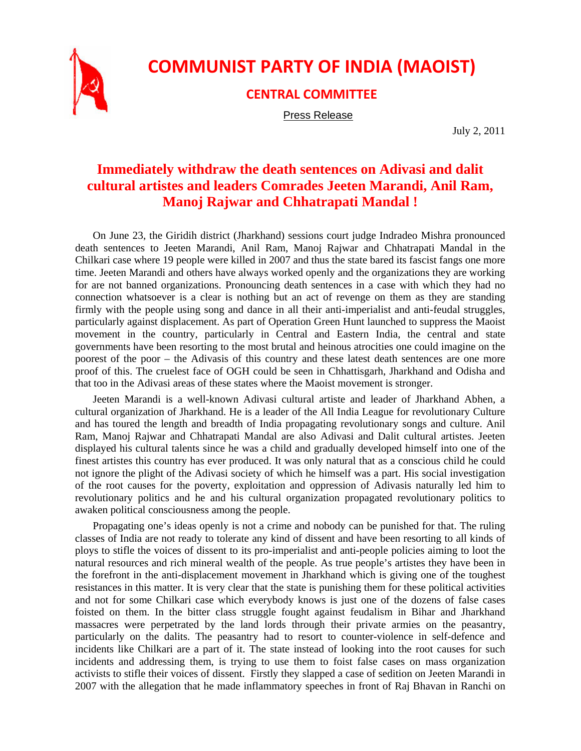# COMMUNIST PARTY OF INDIA (MAOIST)

## CENTRAL COMMITTEE

Press Release

July 2, 2011

## Immediately withdraw the death sentences on Adivasi and dalit cultural artistes and leaders Comrades Jeeten Marandi, Anil Ram, Manoj Rajwar and Chhatrapati Mandal !

On June 23, the Giridih district (Jharkhand) sessions court judge Indradeo Mishra pronounced death sentences to Jeeten Marandi, Anil Ram, Manoj Rajwar and Chhatrapati Mandal in the Chilkari case where 19 people were killed in 2007 and thus the state bared its fascist fangs one more time. Jeeten Marandi and others have always worked openly and the organizations they are working for are not banned organizations. Pronouncing death sentences in a case with which they had no connection whatsoever is a clear is nothing but an act of revenge on them as they are standing firmly with the people using song and dance in all their anti-imperialist and anti-feudal struggles, particularly against displacement. As part of Operation Green Hunt launched to suppress the Maoist movement in the country, particularly in Central and Eastern India, the central and state governments have been resorting to the most brutal and heinous atrocities one could imagine on the poorest of the poor – the Adivasis of this country and these latest death sentences are one more proof of this. The cruelest face of OGH could be seen in Chhattisgarh, Jharkhand and Odisha and that too in the Adivasi areas of these states where the Maoist movement is stronger.

Jeeten Marandi is a well-known Adivasi cultural artiste and leader of Jharkhand Abhen, a cultural organization of Jharkhand. He is a leader of the All India League for revolutionary Culture and has toured the length and breadth of India propagating revolutionary songs and culture. Anil Ram, Manoj Rajwar and Chhatrapati Mandal are also Adivasi and Dalit cultural artistes. Jeeten displayed his cultural talents since he was a child and gradually developed himself into one of the finest artistes this country has ever produced. It was only natural that as a conscious child he could not ignore the plight of the Adivasi society of which he himself was a part. His social investigation of the root causes for the poverty, exploitation and oppression of Adivasis naturally led him to revolutionary politics and he and his cultural organization propagated revolutionary politics to awaken political consciousness among the people.

Propagating one's ideas openly is not a crime and nobody can be punished for that. The ruling classes of India are not ready to tolerate any kind of dissent and have been resorting to all kinds of ploys to stifle the voices of dissent to its pro-imperialist and anti-people policies aiming to loot the natural resources and rich mineral wealth of the people. As true people's artistes they have been in the forefront in the anti-displacement movement in Jharkhand which is giving one of the toughest resistances in this matter. It is very clear that the state is punishing them for these political activities and not for some Chilkari case which everybody knows is just one of the dozens of false cases foisted on them. In the bitter class struggle fought against feudalism in Bihar and Jharkhand massacres were perpetrated by the land lords through their private armies on the peasantry, particularly on the dalits. The peasantry had to resort to counter-violence in self-defence and incidents like Chilkari are a part of it. The state instead of looking into the root causes for such incidents and addressing them, is trying to use them to foist false cases on mass organization activists to stifle their voices of dissent. Firstly they slapped a case of sedition on Jeeten Marandi in 2007 with the allegation that he made inflammatory speeches in front of Raj Bhavan in Ranchi on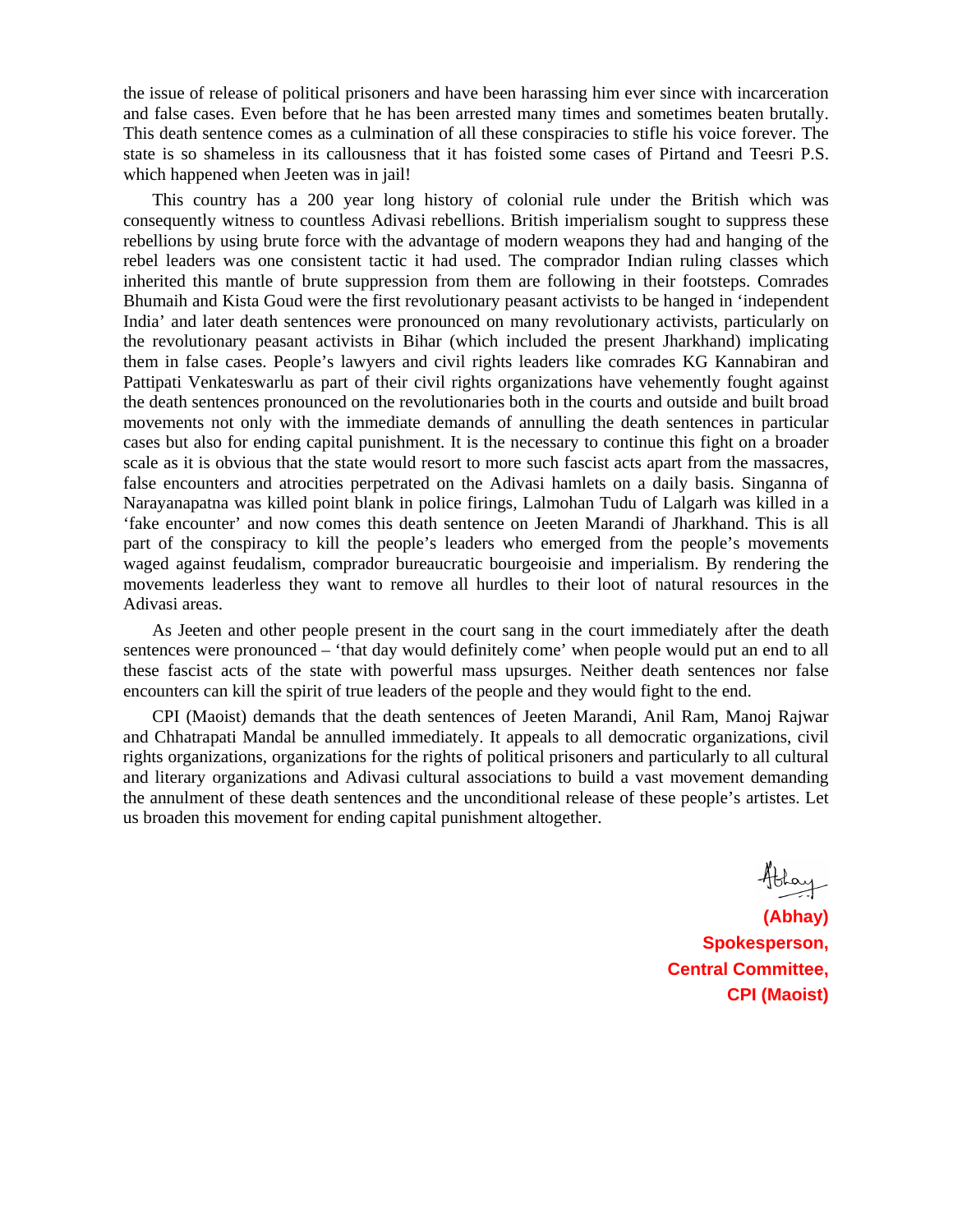the issue of release of political prisoners and have been harassing him ever since with incarceration and false cases. Even before that he has been arrested many times and sometimes beaten brutally. This death sentence comes as a culmination of all these conspiracies to stifle his voice forever. The state is so shameless in its callousness that it has foisted some cases of Pirtand and Teesri P.S. which happened when Jeeten was in jail!

This country has a 200 year long history of colonial rule under the British which was consequently witness to countless Adivasi rebellions. British imperialism sought to suppress these rebellions by using brute force with the advantage of modern weapons they had and hanging of the rebel leaders was one consistent tactic it had used. The comprador Indian ruling classes which inherited this mantle of brute suppression from them are following in their footsteps. Comrades Bhumaih and Kista Goud were the first revolutionary peasant activists to be hanged in 'independent India' and later death sentences were pronounced on many revolutionary activists, particularly on the revolutionary peasant activists in Bihar (which included the present Jharkhand) implicating them in false cases. People's lawyers and civil rights leaders like comrades KG Kannabiran and Pattipati Venkateswarlu as part of their civil rights organizations have vehemently fought against the death sentences pronounced on the revolutionaries both in the courts and outside and built broad movements not only with the immediate demands of annulling the death sentences in particular cases but also for ending capital punishment. It is the necessary to continue this fight on a broader scale as it is obvious that the state would resort to more such fascist acts apart from the massacres, false encounters and atrocities perpetrated on the Adivasi hamlets on a daily basis. Singanna of Narayanapatna was killed point blank in police firings, Lalmohan Tudu of Lalgarh was killed in a 'fake encounter' and now comes this death sentence on Jeeten Marandi of Jharkhand. This is all part of the conspiracy to kill the people's leaders who emerged from the people's movements waged against feudalism, comprador bureaucratic bourgeoisie and imperialism. By rendering the movements leaderless they want to remove all hurdles to their loot of natural resources in the Adivasi areas.

As Jeeten and other people present in the court sang in the court immediately after the death sentences were pronounced – 'that day would definitely come' when people would put an end to all these fascist acts of the state with powerful mass upsurges. Neither death sentences nor false encounters can kill the spirit of true leaders of the people and they would fight to the end.

CPI (Maoist) demands that the death sentences of Jeeten Marandi, Anil Ram, Manoj Rajwar and Chhatrapati Mandal be annulled immediately. It appeals to all democratic organizations, civil rights organizations, organizations for the rights of political prisoners and particularly to all cultural and literary organizations and Adivasi cultural associations to build a vast movement demanding the annulment of these death sentences and the unconditional release of these people's artistes. Let us broaden this movement for ending capital punishment altogether.

Abhay

**(Abhay)**
**Spokesperson,**
**Central Committee,**
**CPI (Maoist)**